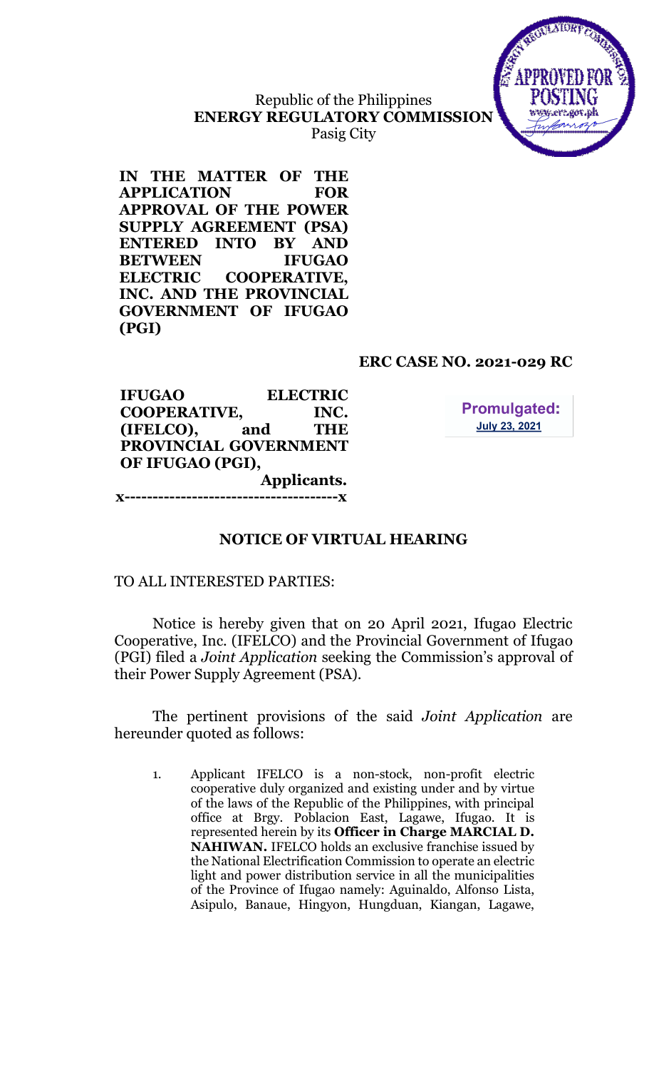Republic of the Philippines
**ENERGY REGULATORY COMMISSION**
Pasig City

**IN THE MATTER OF THE APPLICATION FOR APPROVAL OF THE POWER SUPPLY AGREEMENT (PSA) ENTERED INTO BY AND BETWEEN IFUGAO ELECTRIC COOPERATIVE, INC. AND THE PROVINCIAL GOVERNMENT OF IFUGAO (PGI)**

**ERC CASE NO. 2021-029 RC**

**IFUGAO ELECTRIC COOPERATIVE, INC. (IFELCO), and THE PROVINCIAL GOVERNMENT OF IFUGAO (PGI),**
**Applicants.**
**x--------------------------------------x**

**Promulgated:**
**July 23, 2021**

**NOTICE OF VIRTUAL HEARING**

TO ALL INTERESTED PARTIES:

Notice is hereby given that on 20 April 2021, Ifugao Electric Cooperative, Inc. (IFELCO) and the Provincial Government of Ifugao (PGI) filed a *Joint Application* seeking the Commission's approval of their Power Supply Agreement (PSA).

The pertinent provisions of the said *Joint Application* are hereunder quoted as follows:

1. Applicant IFELCO is a non-stock, non-profit electric cooperative duly organized and existing under and by virtue of the laws of the Republic of the Philippines, with principal office at Brgy. Poblacion East, Lagawe, Ifugao. It is represented herein by its **Officer in Charge MARCIAL D. NAHIWAN.** IFELCO holds an exclusive franchise issued by the National Electrification Commission to operate an electric light and power distribution service in all the municipalities of the Province of Ifugao namely: Aguinaldo, Alfonso Lista, Asipulo, Banaue, Hingyon, Hungduan, Kiangan, Lagawe,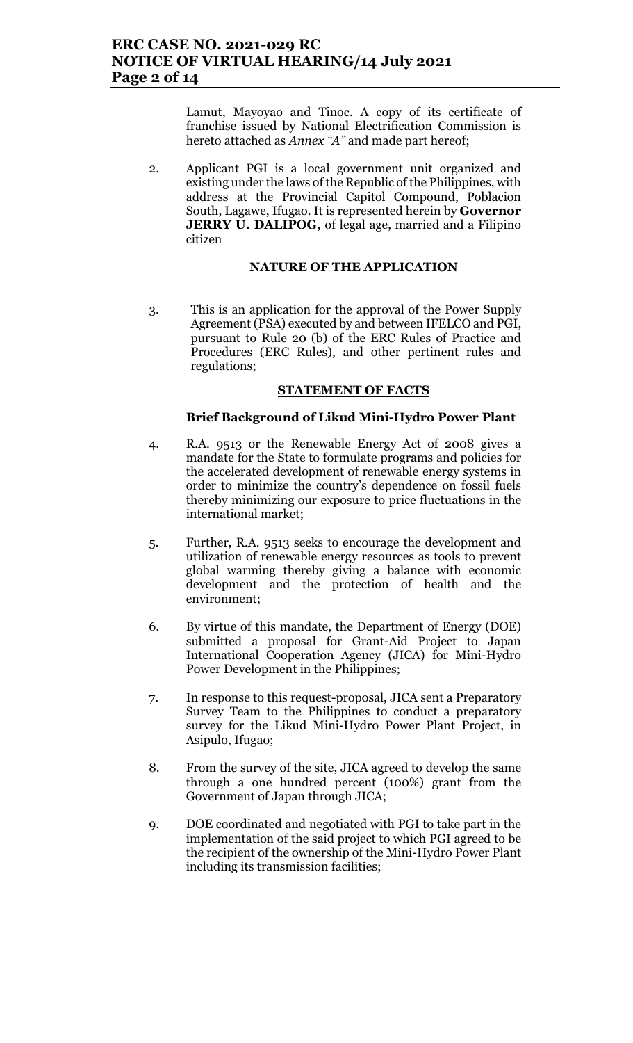Lamut, Mayoyao and Tinoc. A copy of its certificate of franchise issued by National Electrification Commission is hereto attached as *Annex "A"* and made part hereof;

2. Applicant PGI is a local government unit organized and existing under the laws of the Republic of the Philippines, with address at the Provincial Capitol Compound, Poblacion South, Lagawe, Ifugao. It is represented herein by **Governor JERRY U. DALIPOG,** of legal age, married and a Filipino citizen

## NATURE OF THE APPLICATION

3. This is an application for the approval of the Power Supply Agreement (PSA) executed by and between IFELCO and PGI, pursuant to Rule 20 (b) of the ERC Rules of Practice and Procedures (ERC Rules), and other pertinent rules and regulations;

## STATEMENT OF FACTS

### Brief Background of Likud Mini-Hydro Power Plant

4. R.A. 9513 or the Renewable Energy Act of 2008 gives a mandate for the State to formulate programs and policies for the accelerated development of renewable energy systems in order to minimize the country's dependence on fossil fuels thereby minimizing our exposure to price fluctuations in the international market;

5. Further, R.A. 9513 seeks to encourage the development and utilization of renewable energy resources as tools to prevent global warming thereby giving a balance with economic development and the protection of health and the environment;

6. By virtue of this mandate, the Department of Energy (DOE) submitted a proposal for Grant-Aid Project to Japan International Cooperation Agency (JICA) for Mini-Hydro Power Development in the Philippines;

7. In response to this request-proposal, JICA sent a Preparatory Survey Team to the Philippines to conduct a preparatory survey for the Likud Mini-Hydro Power Plant Project, in Asipulo, Ifugao;

8. From the survey of the site, JICA agreed to develop the same through a one hundred percent (100%) grant from the Government of Japan through JICA;

9. DOE coordinated and negotiated with PGI to take part in the implementation of the said project to which PGI agreed to be the recipient of the ownership of the Mini-Hydro Power Plant including its transmission facilities;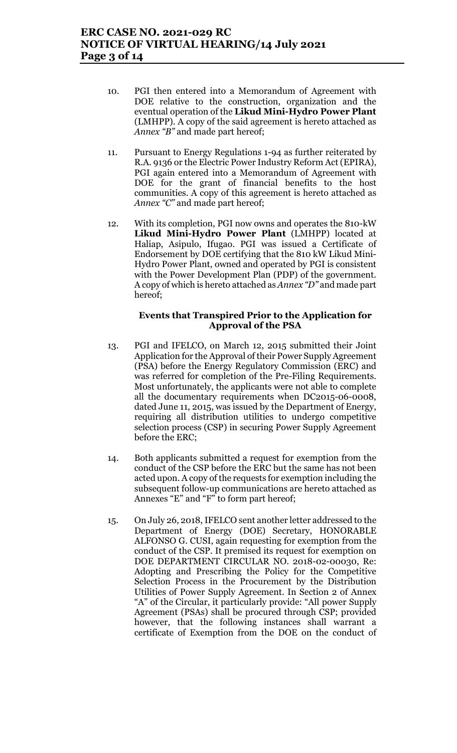10. PGI then entered into a Memorandum of Agreement with DOE relative to the construction, organization and the eventual operation of the **Likud Mini-Hydro Power Plant** (LMHPP). A copy of the said agreement is hereto attached as *Annex "B"* and made part hereof;

11. Pursuant to Energy Regulations 1-94 as further reiterated by R.A. 9136 or the Electric Power Industry Reform Act (EPIRA), PGI again entered into a Memorandum of Agreement with DOE for the grant of financial benefits to the host communities. A copy of this agreement is hereto attached as *Annex "C"* and made part hereof;

12. With its completion, PGI now owns and operates the 810-kW **Likud Mini-Hydro Power Plant** (LMHPP) located at Haliap, Asipulo, Ifugao. PGI was issued a Certificate of Endorsement by DOE certifying that the 810 kW Likud Mini-Hydro Power Plant, owned and operated by PGI is consistent with the Power Development Plan (PDP) of the government. A copy of which is hereto attached as *Annex "D"* and made part hereof;

**Events that Transpired Prior to the Application for Approval of the PSA**

13. PGI and IFELCO, on March 12, 2015 submitted their Joint Application for the Approval of their Power Supply Agreement (PSA) before the Energy Regulatory Commission (ERC) and was referred for completion of the Pre-Filing Requirements. Most unfortunately, the applicants were not able to complete all the documentary requirements when DC2015-06-0008, dated June 11, 2015, was issued by the Department of Energy, requiring all distribution utilities to undergo competitive selection process (CSP) in securing Power Supply Agreement before the ERC;

14. Both applicants submitted a request for exemption from the conduct of the CSP before the ERC but the same has not been acted upon. A copy of the requests for exemption including the subsequent follow-up communications are hereto attached as Annexes "E" and "F" to form part hereof;

15. On July 26, 2018, IFELCO sent another letter addressed to the Department of Energy (DOE) Secretary, HONORABLE ALFONSO G. CUSI, again requesting for exemption from the conduct of the CSP. It premised its request for exemption on DOE DEPARTMENT CIRCULAR NO. 2018-02-00030, Re: Adopting and Prescribing the Policy for the Competitive Selection Process in the Procurement by the Distribution Utilities of Power Supply Agreement. In Section 2 of Annex "A" of the Circular, it particularly provide: "All power Supply Agreement (PSAs) shall be procured through CSP; provided however, that the following instances shall warrant a certificate of Exemption from the DOE on the conduct of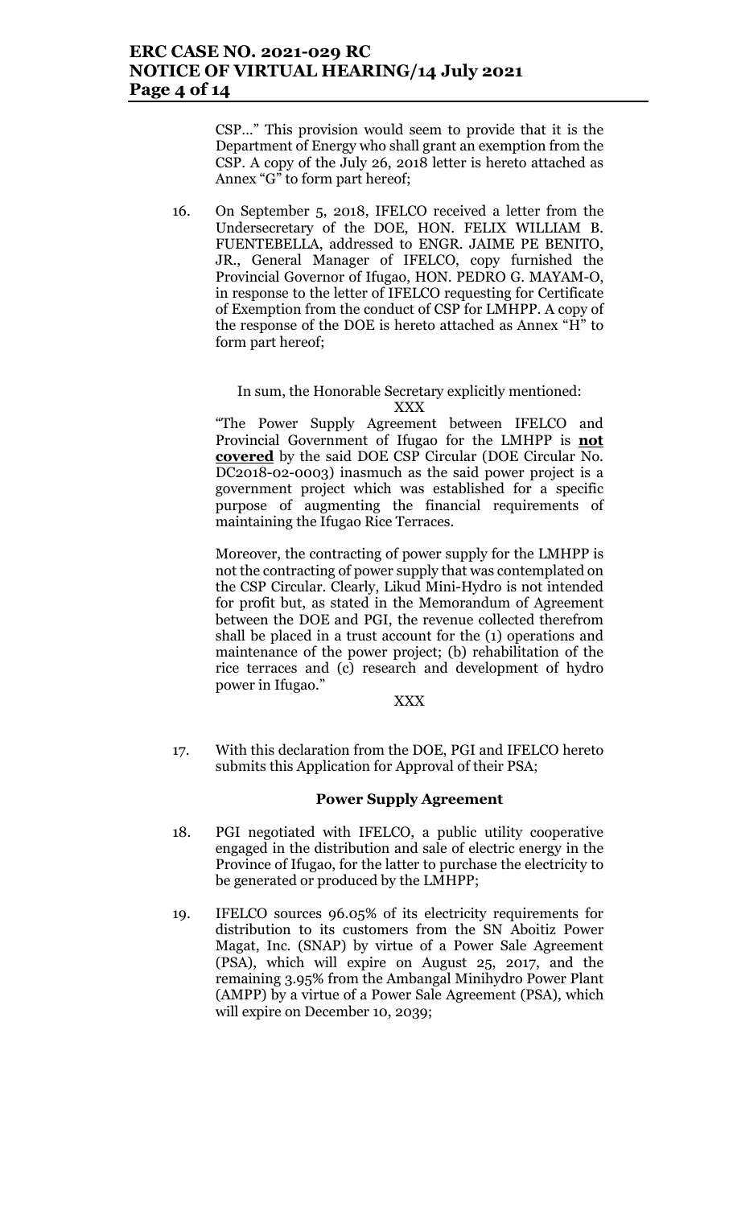CSP…" This provision would seem to provide that it is the Department of Energy who shall grant an exemption from the CSP. A copy of the July 26, 2018 letter is hereto attached as Annex "G" to form part hereof;

16. On September 5, 2018, IFELCO received a letter from the Undersecretary of the DOE, HON. FELIX WILLIAM B. FUENTEBELLA, addressed to ENGR. JAIME PE BENITO, JR., General Manager of IFELCO, copy furnished the Provincial Governor of Ifugao, HON. PEDRO G. MAYAM-O, in response to the letter of IFELCO requesting for Certificate of Exemption from the conduct of CSP for LMHPP. A copy of the response of the DOE is hereto attached as Annex "H" to form part hereof;

In sum, the Honorable Secretary explicitly mentioned:

XXX

"The Power Supply Agreement between IFELCO and Provincial Government of Ifugao for the LMHPP is **not covered** by the said DOE CSP Circular (DOE Circular No. DC2018-02-0003) inasmuch as the said power project is a government project which was established for a specific purpose of augmenting the financial requirements of maintaining the Ifugao Rice Terraces.

Moreover, the contracting of power supply for the LMHPP is not the contracting of power supply that was contemplated on the CSP Circular. Clearly, Likud Mini-Hydro is not intended for profit but, as stated in the Memorandum of Agreement between the DOE and PGI, the revenue collected therefrom shall be placed in a trust account for the (1) operations and maintenance of the power project; (b) rehabilitation of the rice terraces and (c) research and development of hydro power in Ifugao."

XXX

17. With this declaration from the DOE, PGI and IFELCO hereto submits this Application for Approval of their PSA;

### Power Supply Agreement

18. PGI negotiated with IFELCO, a public utility cooperative engaged in the distribution and sale of electric energy in the Province of Ifugao, for the latter to purchase the electricity to be generated or produced by the LMHPP;

19. IFELCO sources 96.05% of its electricity requirements for distribution to its customers from the SN Aboitiz Power Magat, Inc. (SNAP) by virtue of a Power Sale Agreement (PSA), which will expire on August 25, 2017, and the remaining 3.95% from the Ambangal Minihydro Power Plant (AMPP) by a virtue of a Power Sale Agreement (PSA), which will expire on December 10, 2039;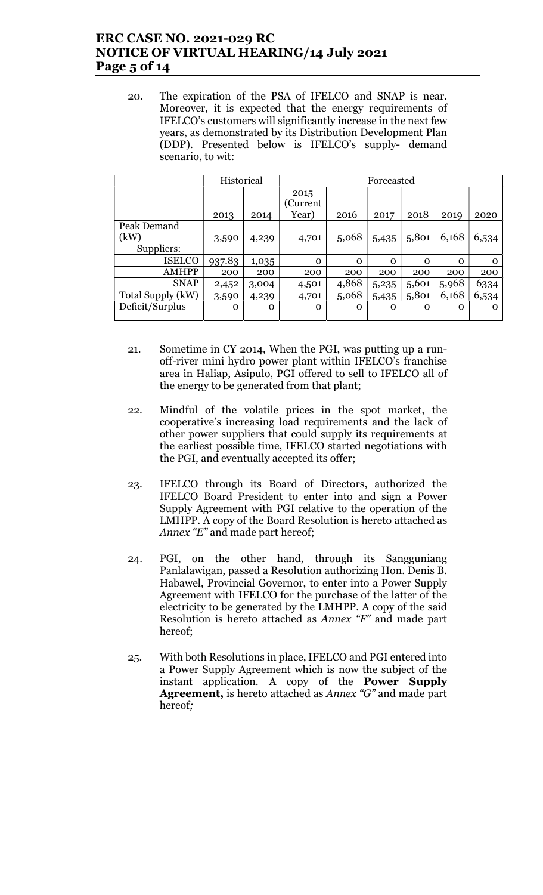20. The expiration of the PSA of IFELCO and SNAP is near. Moreover, it is expected that the energy requirements of IFELCO's customers will significantly increase in the next few years, as demonstrated by its Distribution Development Plan (DDP). Presented below is IFELCO's supply- demand scenario, to wit:

| | Historical | | Forecasted | | | | | |
|---|---|---|---|---|---|---|---|---|
| | 2013 | 2014 | 2015 (Current Year) | 2016 | 2017 | 2018 | 2019 | 2020 |
| Peak Demand (kW) | 3,590 | 4,239 | 4,701 | 5,068 | 5,435 | 5,801 | 6,168 | 6,534 |
| Suppliers: | | | | | | | | |
| ISELCO | 937.83 | 1,035 | 0 | 0 | 0 | 0 | 0 | 0 |
| AMHPP | 200 | 200 | 200 | 200 | 200 | 200 | 200 | 200 |
| SNAP | 2,452 | 3,004 | 4,501 | 4,868 | 5,235 | 5,601 | 5,968 | 6334 |
| Total Supply (kW) | 3,590 | 4,239 | 4,701 | 5,068 | 5,435 | 5,801 | 6,168 | 6,534 |
| Deficit/Surplus | 0 | 0 | 0 | 0 | 0 | 0 | 0 | 0 |

21. Sometime in CY 2014, When the PGI, was putting up a run-off-river mini hydro power plant within IFELCO's franchise area in Haliap, Asipulo, PGI offered to sell to IFELCO all of the energy to be generated from that plant;

22. Mindful of the volatile prices in the spot market, the cooperative's increasing load requirements and the lack of other power suppliers that could supply its requirements at the earliest possible time, IFELCO started negotiations with the PGI, and eventually accepted its offer;

23. IFELCO through its Board of Directors, authorized the IFELCO Board President to enter into and sign a Power Supply Agreement with PGI relative to the operation of the LMHPP. A copy of the Board Resolution is hereto attached as *Annex "E"* and made part hereof;

24. PGI, on the other hand, through its Sangguniang Panlalawigan, passed a Resolution authorizing Hon. Denis B. Habawel, Provincial Governor, to enter into a Power Supply Agreement with IFELCO for the purchase of the latter of the electricity to be generated by the LMHPP. A copy of the said Resolution is hereto attached as *Annex "F"* and made part hereof;

25. With both Resolutions in place, IFELCO and PGI entered into a Power Supply Agreement which is now the subject of the instant application. A copy of the **Power Supply Agreement,** is hereto attached as *Annex "G"* and made part hereof;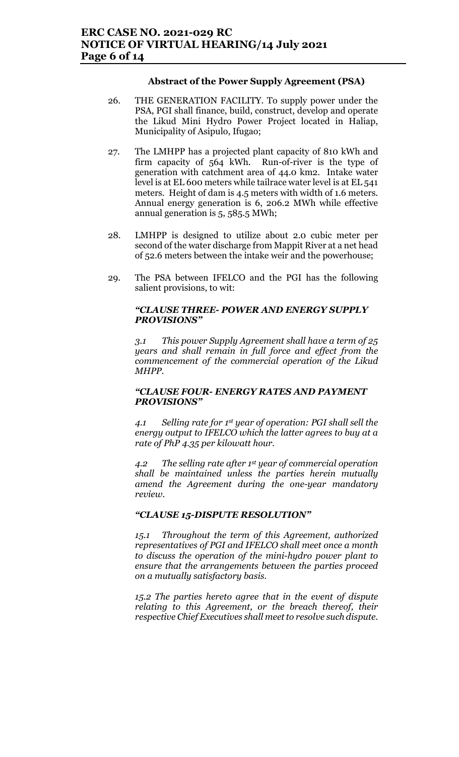**Abstract of the Power Supply Agreement (PSA)**

26. THE GENERATION FACILITY. To supply power under the PSA, PGI shall finance, build, construct, develop and operate the Likud Mini Hydro Power Project located in Haliap, Municipality of Asipulo, Ifugao;

27. The LMHPP has a projected plant capacity of 810 kWh and firm capacity of 564 kWh. Run-of-river is the type of generation with catchment area of 44.0 km2. Intake water level is at EL 600 meters while tailrace water level is at EL 541 meters. Height of dam is 4.5 meters with width of 1.6 meters. Annual energy generation is 6, 206.2 MWh while effective annual generation is 5, 585.5 MWh;

28. LMHPP is designed to utilize about 2.0 cubic meter per second of the water discharge from Mappit River at a net head of 52.6 meters between the intake weir and the powerhouse;

29. The PSA between IFELCO and the PGI has the following salient provisions, to wit:

***"CLAUSE THREE- POWER AND ENERGY SUPPLY PROVISIONS"***

*3.1 This power Supply Agreement shall have a term of 25 years and shall remain in full force and effect from the commencement of the commercial operation of the Likud MHPP.*

***"CLAUSE FOUR- ENERGY RATES AND PAYMENT PROVISIONS"***

*4.1 Selling rate for 1st year of operation: PGI shall sell the energy output to IFELCO which the latter agrees to buy at a rate of PhP 4.35 per kilowatt hour.*

*4.2 The selling rate after 1st year of commercial operation shall be maintained unless the parties herein mutually amend the Agreement during the one-year mandatory review.*

***"CLAUSE 15-DISPUTE RESOLUTION"***

*15.1 Throughout the term of this Agreement, authorized representatives of PGI and IFELCO shall meet once a month to discuss the operation of the mini-hydro power plant to ensure that the arrangements between the parties proceed on a mutually satisfactory basis.*

*15.2 The parties hereto agree that in the event of dispute relating to this Agreement, or the breach thereof, their respective Chief Executives shall meet to resolve such dispute.*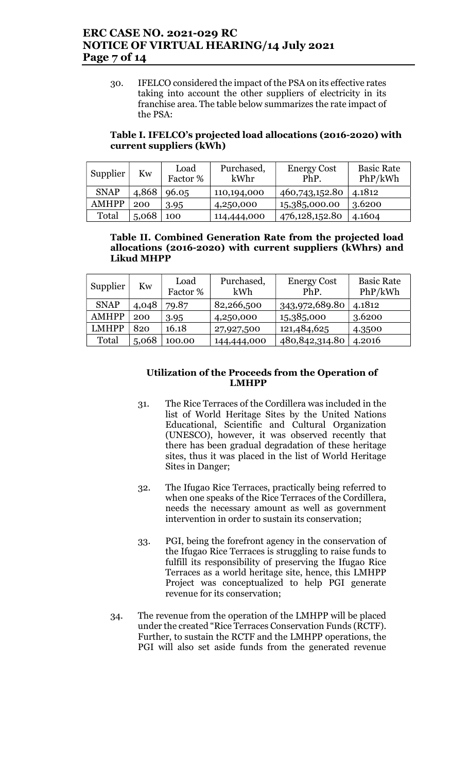30. IFELCO considered the impact of the PSA on its effective rates taking into account the other suppliers of electricity in its franchise area. The table below summarizes the rate impact of the PSA:

**Table I. IFELCO's projected load allocations (2016-2020) with current suppliers (kWh)**

| Supplier | Kw | Load Factor % | Purchased, kWhr | Energy Cost PhP. | Basic Rate PhP/kWh |
|---|---|---|---|---|---|
| SNAP | 4,868 | 96.05 | 110,194,000 | 460,743,152.80 | 4.1812 |
| AMHPP | 200 | 3.95 | 4,250,000 | 15,385,000.00 | 3.6200 |
| Total | 5,068 | 100 | 114,444,000 | 476,128,152.80 | 4.1604 |

**Table II. Combined Generation Rate from the projected load allocations (2016-2020) with current suppliers (kWhrs) and Likud MHPP**

| Supplier | Kw | Load Factor % | Purchased, kWh | Energy Cost PhP. | Basic Rate PhP/kWh |
|---|---|---|---|---|---|
| SNAP | 4,048 | 79.87 | 82,266,500 | 343,972,689.80 | 4.1812 |
| AMHPP | 200 | 3.95 | 4,250,000 | 15,385,000 | 3.6200 |
| LMHPP | 820 | 16.18 | 27,927,500 | 121,484,625 | 4.3500 |
| Total | 5,068 | 100.00 | 144,444,000 | 480,842,314.80 | 4.2016 |

**Utilization of the Proceeds from the Operation of LMHPP**

31. The Rice Terraces of the Cordillera was included in the list of World Heritage Sites by the United Nations Educational, Scientific and Cultural Organization (UNESCO), however, it was observed recently that there has been gradual degradation of these heritage sites, thus it was placed in the list of World Heritage Sites in Danger;

32. The Ifugao Rice Terraces, practically being referred to when one speaks of the Rice Terraces of the Cordillera, needs the necessary amount as well as government intervention in order to sustain its conservation;

33. PGI, being the forefront agency in the conservation of the Ifugao Rice Terraces is struggling to raise funds to fulfill its responsibility of preserving the Ifugao Rice Terraces as a world heritage site, hence, this LMHPP Project was conceptualized to help PGI generate revenue for its conservation;

34. The revenue from the operation of the LMHPP will be placed under the created "Rice Terraces Conservation Funds (RCTF). Further, to sustain the RCTF and the LMHPP operations, the PGI will also set aside funds from the generated revenue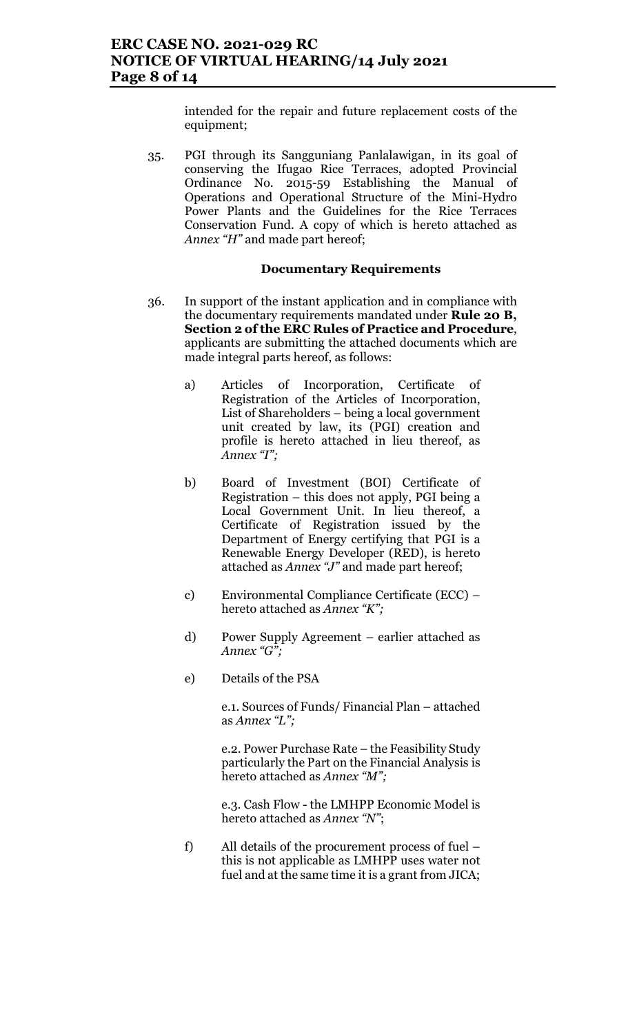intended for the repair and future replacement costs of the equipment;

35. PGI through its Sangguniang Panlalawigan, in its goal of conserving the Ifugao Rice Terraces, adopted Provincial Ordinance No. 2015-59 Establishing the Manual of Operations and Operational Structure of the Mini-Hydro Power Plants and the Guidelines for the Rice Terraces Conservation Fund. A copy of which is hereto attached as *Annex "H"* and made part hereof;

**Documentary Requirements**

36. In support of the instant application and in compliance with the documentary requirements mandated under **Rule 20 B, Section 2 of the ERC Rules of Practice and Procedure**, applicants are submitting the attached documents which are made integral parts hereof, as follows:

    a) Articles of Incorporation, Certificate of Registration of the Articles of Incorporation, List of Shareholders – being a local government unit created by law, its (PGI) creation and profile is hereto attached in lieu thereof, as *Annex "I";*

    b) Board of Investment (BOI) Certificate of Registration – this does not apply, PGI being a Local Government Unit. In lieu thereof, a Certificate of Registration issued by the Department of Energy certifying that PGI is a Renewable Energy Developer (RED), is hereto attached as *Annex "J"* and made part hereof;

    c) Environmental Compliance Certificate (ECC) – hereto attached as *Annex "K";*

    d) Power Supply Agreement – earlier attached as *Annex "G";*

    e) Details of the PSA

        e.1. Sources of Funds/ Financial Plan – attached as *Annex "L";*

        e.2. Power Purchase Rate – the Feasibility Study particularly the Part on the Financial Analysis is hereto attached as *Annex "M";*

        e.3. Cash Flow - the LMHPP Economic Model is hereto attached as *Annex "N"*;

    f) All details of the procurement process of fuel – this is not applicable as LMHPP uses water not fuel and at the same time it is a grant from JICA;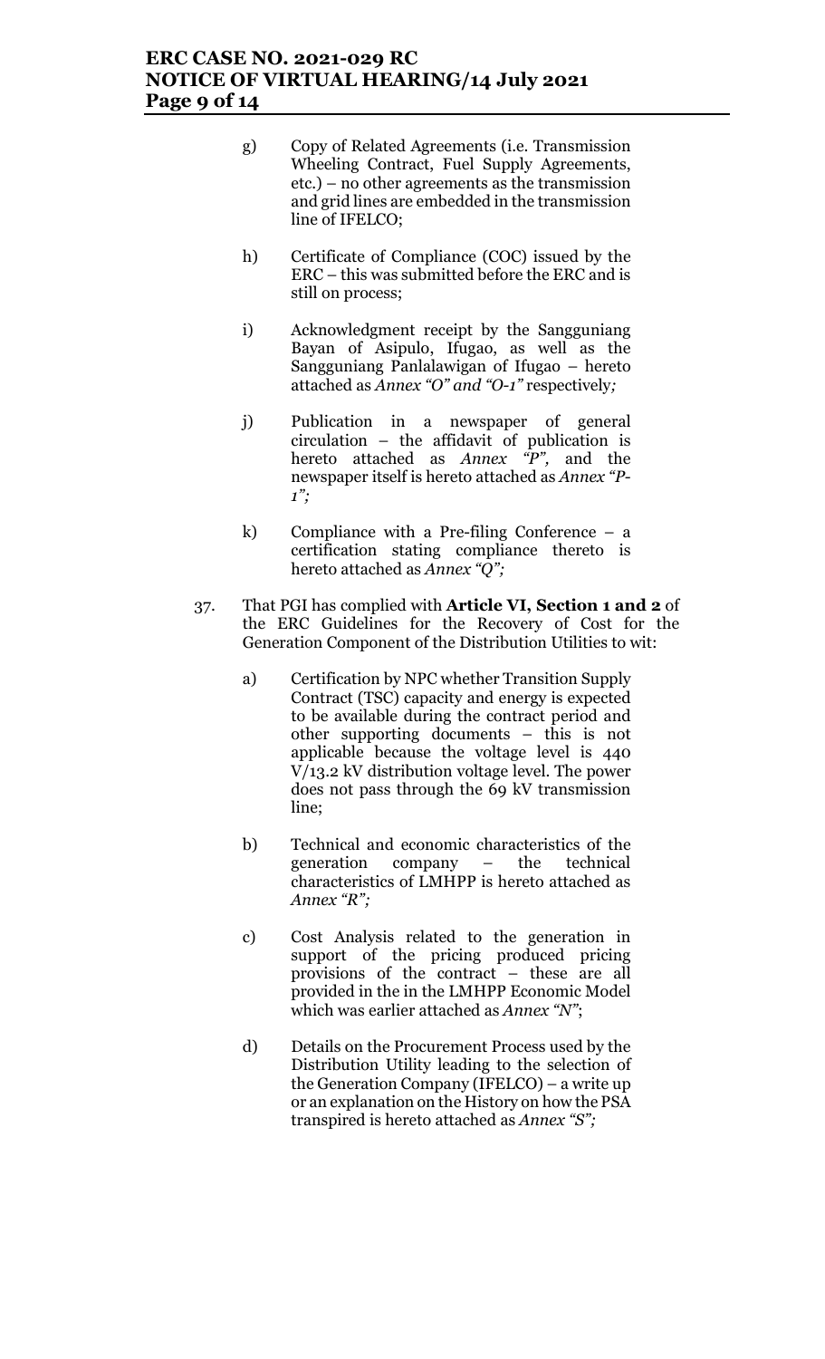g) Copy of Related Agreements (i.e. Transmission Wheeling Contract, Fuel Supply Agreements, etc.) – no other agreements as the transmission and grid lines are embedded in the transmission line of IFELCO;

h) Certificate of Compliance (COC) issued by the ERC – this was submitted before the ERC and is still on process;

i) Acknowledgment receipt by the Sangguniang Bayan of Asipulo, Ifugao, as well as the Sangguniang Panlalawigan of Ifugao – hereto attached as *Annex "O" and "O-1"* respectively*;*

j) Publication in a newspaper of general circulation – the affidavit of publication is hereto attached as *Annex "P",* and the newspaper itself is hereto attached as *Annex "P-1";*

k) Compliance with a Pre-filing Conference – a certification stating compliance thereto is hereto attached as *Annex "Q";*

37. That PGI has complied with **Article VI, Section 1 and 2** of the ERC Guidelines for the Recovery of Cost for the Generation Component of the Distribution Utilities to wit:

a) Certification by NPC whether Transition Supply Contract (TSC) capacity and energy is expected to be available during the contract period and other supporting documents – this is not applicable because the voltage level is 440 V/13.2 kV distribution voltage level. The power does not pass through the 69 kV transmission line;

b) Technical and economic characteristics of the generation company – the technical characteristics of LMHPP is hereto attached as *Annex "R";*

c) Cost Analysis related to the generation in support of the pricing produced pricing provisions of the contract – these are all provided in the in the LMHPP Economic Model which was earlier attached as *Annex "N"*;

d) Details on the Procurement Process used by the Distribution Utility leading to the selection of the Generation Company (IFELCO) – a write up or an explanation on the History on how the PSA transpired is hereto attached as *Annex "S";*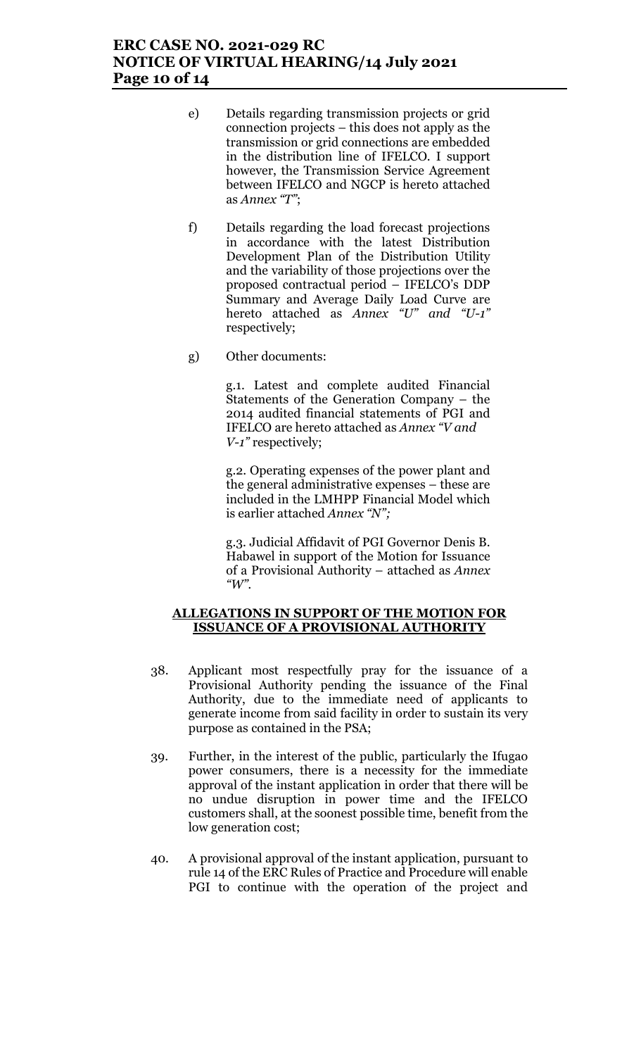e) Details regarding transmission projects or grid connection projects – this does not apply as the transmission or grid connections are embedded in the distribution line of IFELCO. I support however, the Transmission Service Agreement between IFELCO and NGCP is hereto attached as *Annex "T"*;

f) Details regarding the load forecast projections in accordance with the latest Distribution Development Plan of the Distribution Utility and the variability of those projections over the proposed contractual period – IFELCO's DDP Summary and Average Daily Load Curve are hereto attached as *Annex "U" and "U-1"* respectively;

g) Other documents:

g.1. Latest and complete audited Financial Statements of the Generation Company – the 2014 audited financial statements of PGI and IFELCO are hereto attached as *Annex "V and V-1"* respectively;

g.2. Operating expenses of the power plant and the general administrative expenses – these are included in the LMHPP Financial Model which is earlier attached *Annex "N";*

g.3. Judicial Affidavit of PGI Governor Denis B. Habawel in support of the Motion for Issuance of a Provisional Authority – attached as *Annex "W"*.

**ALLEGATIONS IN SUPPORT OF THE MOTION FOR ISSUANCE OF A PROVISIONAL AUTHORITY**

38. Applicant most respectfully pray for the issuance of a Provisional Authority pending the issuance of the Final Authority, due to the immediate need of applicants to generate income from said facility in order to sustain its very purpose as contained in the PSA;

39. Further, in the interest of the public, particularly the Ifugao power consumers, there is a necessity for the immediate approval of the instant application in order that there will be no undue disruption in power time and the IFELCO customers shall, at the soonest possible time, benefit from the low generation cost;

40. A provisional approval of the instant application, pursuant to rule 14 of the ERC Rules of Practice and Procedure will enable PGI to continue with the operation of the project and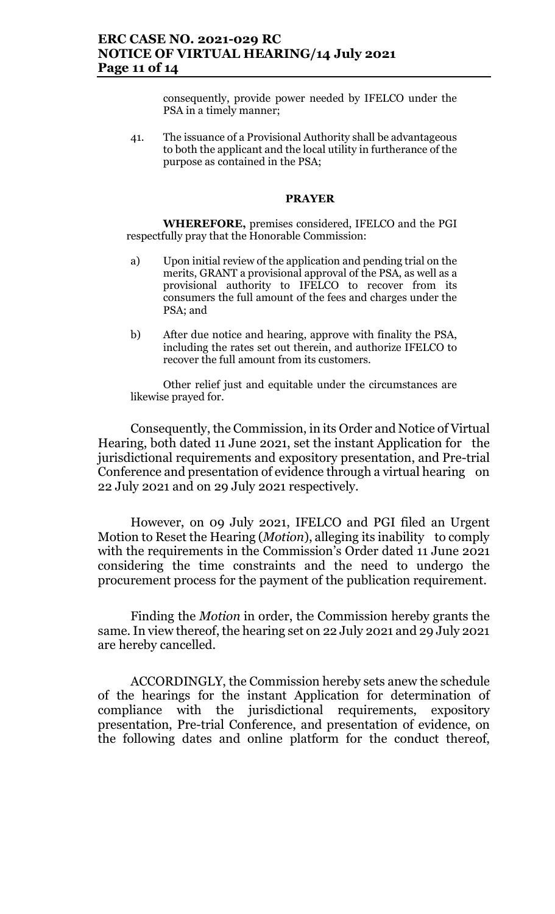consequently, provide power needed by IFELCO under the PSA in a timely manner;

41. The issuance of a Provisional Authority shall be advantageous to both the applicant and the local utility in furtherance of the purpose as contained in the PSA;

**PRAYER**

**WHEREFORE,** premises considered, IFELCO and the PGI respectfully pray that the Honorable Commission:

a) Upon initial review of the application and pending trial on the merits, GRANT a provisional approval of the PSA, as well as a provisional authority to IFELCO to recover from its consumers the full amount of the fees and charges under the PSA; and

b) After due notice and hearing, approve with finality the PSA, including the rates set out therein, and authorize IFELCO to recover the full amount from its customers.

Other relief just and equitable under the circumstances are likewise prayed for.

Consequently, the Commission, in its Order and Notice of Virtual Hearing, both dated 11 June 2021, set the instant Application for the jurisdictional requirements and expository presentation, and Pre-trial Conference and presentation of evidence through a virtual hearing on 22 July 2021 and on 29 July 2021 respectively.

However, on 09 July 2021, IFELCO and PGI filed an Urgent Motion to Reset the Hearing (*Motion*), alleging its inability to comply with the requirements in the Commission's Order dated 11 June 2021 considering the time constraints and the need to undergo the procurement process for the payment of the publication requirement.

Finding the *Motion* in order, the Commission hereby grants the same. In view thereof, the hearing set on 22 July 2021 and 29 July 2021 are hereby cancelled.

ACCORDINGLY, the Commission hereby sets anew the schedule of the hearings for the instant Application for determination of compliance with the jurisdictional requirements, expository presentation, Pre-trial Conference, and presentation of evidence, on the following dates and online platform for the conduct thereof,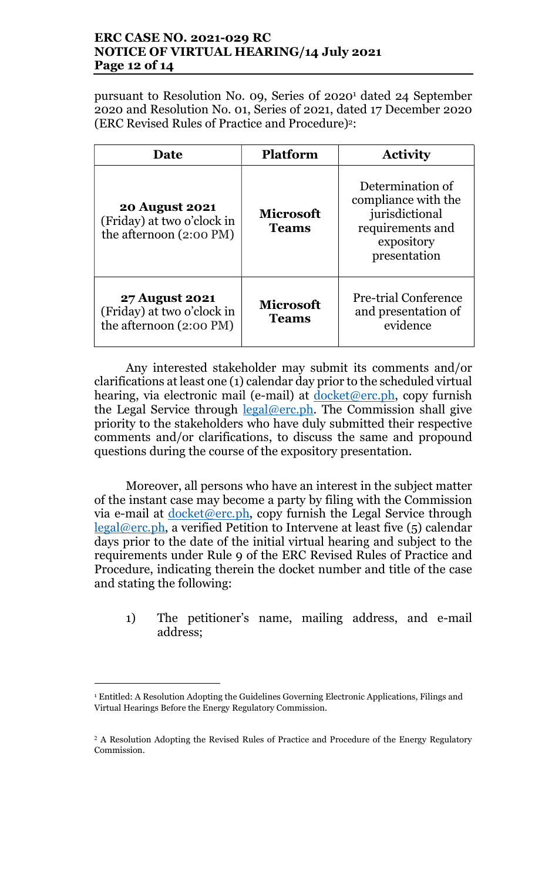pursuant to Resolution No. 09, Series of 2020[1] dated 24 September 2020 and Resolution No. 01, Series of 2021, dated 17 December 2020 (ERC Revised Rules of Practice and Procedure)[2]:

| Date | Platform | Activity |
| --- | --- | --- |
| **20 August 2021** (Friday) at two o'clock in the afternoon (2:00 PM) | **Microsoft Teams** | Determination of compliance with the jurisdictional requirements and expository presentation |
| **27 August 2021** (Friday) at two o'clock in the afternoon (2:00 PM) | **Microsoft Teams** | Pre-trial Conference and presentation of evidence |

Any interested stakeholder may submit its comments and/or clarifications at least one (1) calendar day prior to the scheduled virtual hearing, via electronic mail (e-mail) at docket@erc.ph, copy furnish the Legal Service through legal@erc.ph. The Commission shall give priority to the stakeholders who have duly submitted their respective comments and/or clarifications, to discuss the same and propound questions during the course of the expository presentation.

Moreover, all persons who have an interest in the subject matter of the instant case may become a party by filing with the Commission via e-mail at docket@erc.ph, copy furnish the Legal Service through legal@erc.ph, a verified Petition to Intervene at least five (5) calendar days prior to the date of the initial virtual hearing and subject to the requirements under Rule 9 of the ERC Revised Rules of Practice and Procedure, indicating therein the docket number and title of the case and stating the following:

1) The petitioner's name, mailing address, and e-mail address;

---

[1] Entitled: A Resolution Adopting the Guidelines Governing Electronic Applications, Filings and Virtual Hearings Before the Energy Regulatory Commission.

[2] A Resolution Adopting the Revised Rules of Practice and Procedure of the Energy Regulatory Commission.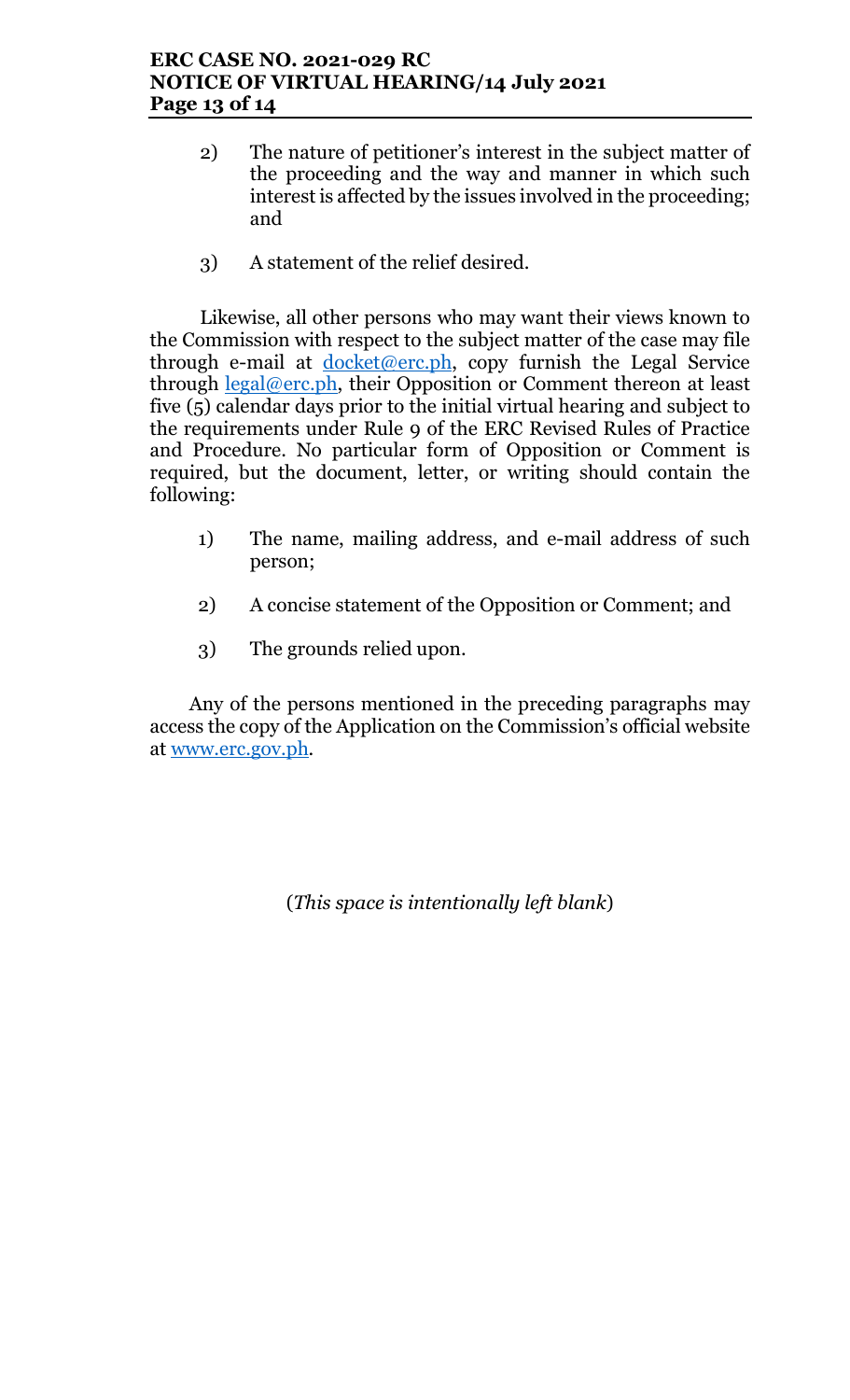2) The nature of petitioner's interest in the subject matter of the proceeding and the way and manner in which such interest is affected by the issues involved in the proceeding; and

3) A statement of the relief desired.

Likewise, all other persons who may want their views known to the Commission with respect to the subject matter of the case may file through e-mail at docket@erc.ph, copy furnish the Legal Service through legal@erc.ph, their Opposition or Comment thereon at least five (5) calendar days prior to the initial virtual hearing and subject to the requirements under Rule 9 of the ERC Revised Rules of Practice and Procedure. No particular form of Opposition or Comment is required, but the document, letter, or writing should contain the following:

1) The name, mailing address, and e-mail address of such person;

2) A concise statement of the Opposition or Comment; and

3) The grounds relied upon.

Any of the persons mentioned in the preceding paragraphs may access the copy of the Application on the Commission's official website at www.erc.gov.ph.

(*This space is intentionally left blank*)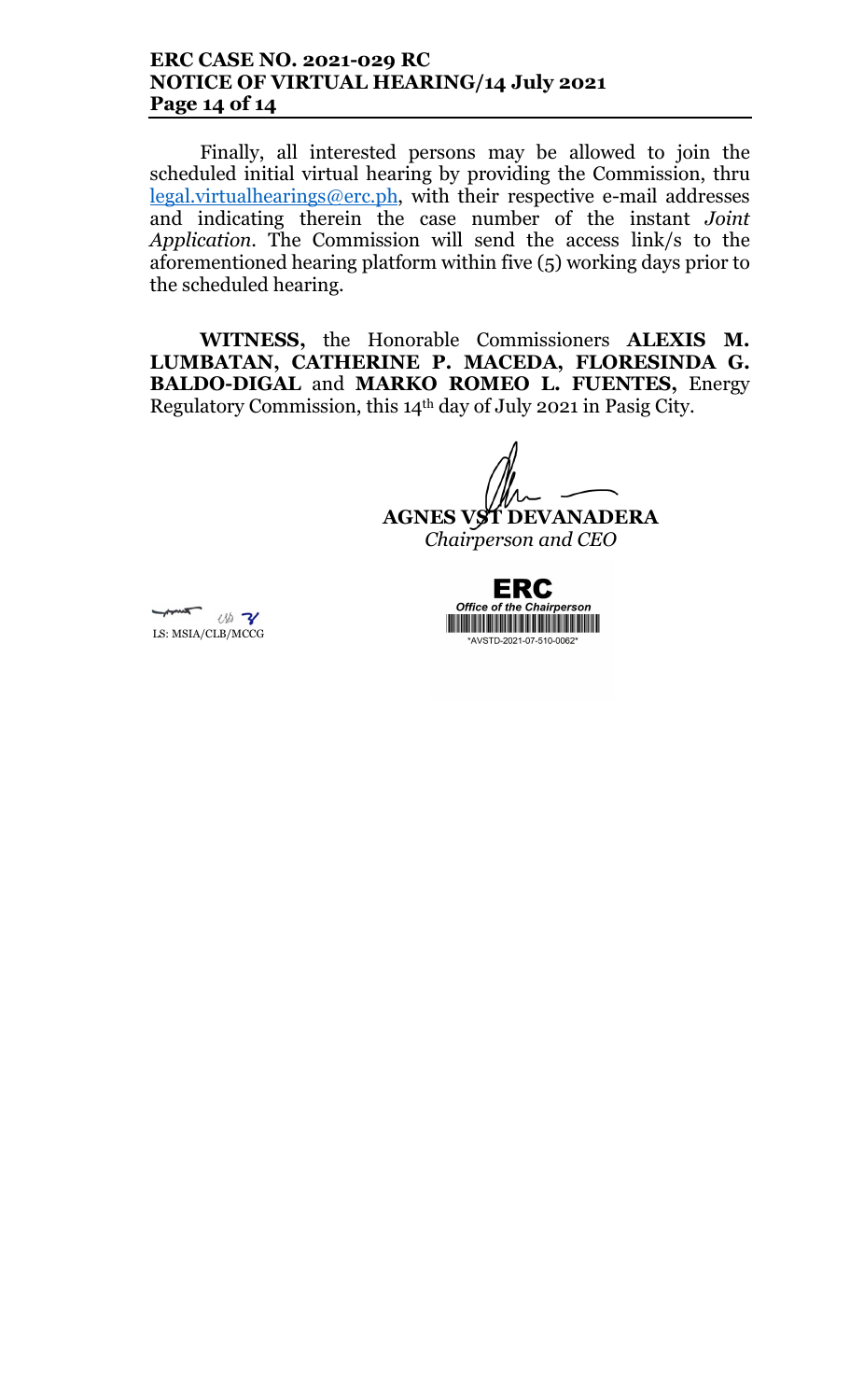Finally, all interested persons may be allowed to join the scheduled initial virtual hearing by providing the Commission, thru legal.virtualhearings@erc.ph, with their respective e-mail addresses and indicating therein the case number of the instant *Joint Application*. The Commission will send the access link/s to the aforementioned hearing platform within five (5) working days prior to the scheduled hearing.

**WITNESS,** the Honorable Commissioners **ALEXIS M. LUMBATAN, CATHERINE P. MACEDA, FLORESINDA G. BALDO-DIGAL** and **MARKO ROMEO L. FUENTES,** Energy Regulatory Commission, this 14th day of July 2021 in Pasig City.

**AGNES VST DEVANADERA**
*Chairperson and CEO*

ERC
*Office of the Chairperson*
*AVSTD-2021-07-510-0062*

LS: MSIA/CLB/MCCG